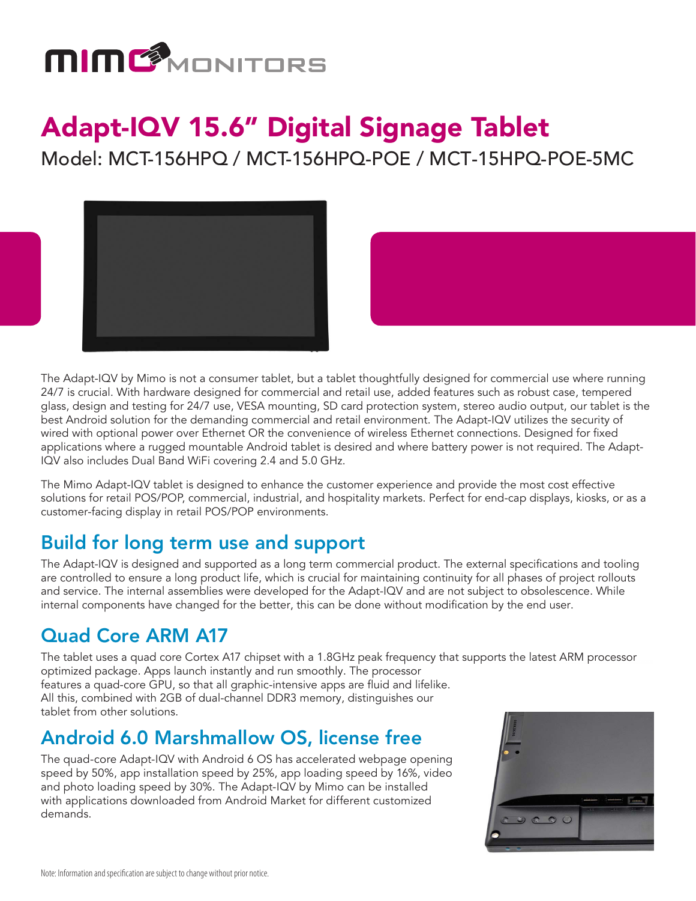# Adapt-IQV 15.6" Digital Signage Tablet

Model: MCT-156HPQ / MCT-156HPQ-POE / MCT-15HPQ-POE-5MC

The Adapt-IQV by Mimo is not a consumer tablet, but a tablet thoughtfully designed for commercial use where running 24/7 is crucial. With hardware designed for commercial and retail use, added features such as robust case, tempered glass, design and testing for 24/7 use, VESA mounting, SD card protection system, stereo audio output, our tablet is the best Android solution for the demanding commercial and retail environment. The Adapt-IQV utilizes the security of wired with optional power over Ethernet OR the convenience of wireless Ethernet connections. Designed for fixed applications where a rugged mountable Android tablet is desired and where battery power is not required. The Adapt-IQV also includes Dual Band WiFi covering 2.4 and 5.0 GHz.

The Mimo Adapt-IQV tablet is designed to enhance the customer experience and provide the most cost effective solutions for retail POS/POP, commercial, industrial, and hospitality markets. Perfect for end-cap displays, kiosks, or as a customer-facing display in retail POS/POP environments.

## Build for long term use and support

The Adapt-IQV is designed and supported as a long term commercial product. The external specifications and tooling are controlled to ensure a long product life, which is crucial for maintaining continuity for all phases of project rollouts and service. The internal assemblies were developed for the Adapt-IQV and are not subject to obsolescence. While internal components have changed for the better, this can be done without modification by the end user.

## Quad Core ARM A17

The tablet uses a quad core Cortex A17 chipset with a 1.8GHz peak frequency that supports the latest ARM processor optimized package. Apps launch instantly and run smoothly. The processor features a quad-core GPU, so that all graphic-intensive apps are fluid and lifelike. All this, combined with 2GB of dual-channel DDR3 memory, distinguishes our tablet from other solutions.

## Android 6.0 Marshmallow OS, license free

The quad-core Adapt-IQV with Android 6 OS has accelerated webpage opening speed by 50%, app installation speed by 25%, app loading speed by 16%, video and photo loading speed by 30%. The Adapt-IQV by Mimo can be installed with applications downloaded from Android Market for different customized demands.

Note: Information and specification are subject to change without prior notice.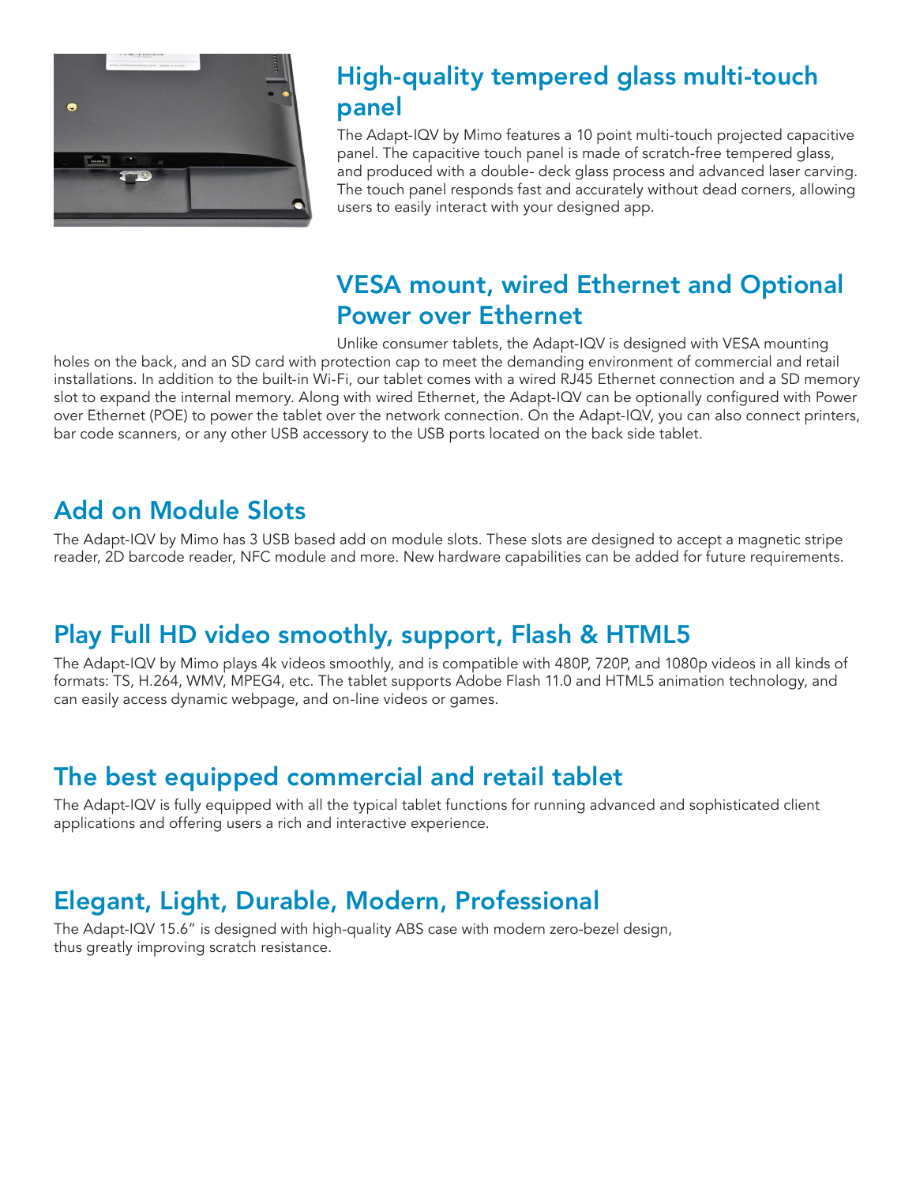## High-quality tempered glass multi-touch panel

The Adapt-IQV by Mimo features a 10 point multi-touch projected capacitive panel. The capacitive touch panel is made of scratch-free tempered glass, and produced with a double- deck glass process and advanced laser carving. The touch panel responds fast and accurately without dead corners, allowing users to easily interact with your designed app.

## VESA mount, wired Ethernet and Optional Power over Ethernet

Unlike consumer tablets, the Adapt-IQV is designed with VESA mounting holes on the back, and an SD card with protection cap to meet the demanding environment of commercial and retail installations. In addition to the built-in Wi-Fi, our tablet comes with a wired RJ45 Ethernet connection and a SD memory slot to expand the internal memory. Along with wired Ethernet, the Adapt-IQV can be optionally configured with Power over Ethernet (POE) to power the tablet over the network connection. On the Adapt-IQV, you can also connect printers, bar code scanners, or any other USB accessory to the USB ports located on the back side tablet.

## Add on Module Slots

The Adapt-IQV by Mimo has 3 USB based add on module slots. These slots are designed to accept a magnetic stripe reader, 2D barcode reader, NFC module and more. New hardware capabilities can be added for future requirements.

## Play Full HD video smoothly, support, Flash & HTML5

The Adapt-IQV by Mimo plays 4k videos smoothly, and is compatible with 480P, 720P, and 1080p videos in all kinds of formats: TS, H.264, WMV, MPEG4, etc. The tablet supports Adobe Flash 11.0 and HTML5 animation technology, and can easily access dynamic webpage, and on-line videos or games.

## The best equipped commercial and retail tablet

The Adapt-IQV is fully equipped with all the typical tablet functions for running advanced and sophisticated client applications and offering users a rich and interactive experience.

## Elegant, Light, Durable, Modern, Professional

The Adapt-IQV 15.6" is designed with high-quality ABS case with modern zero-bezel design, thus greatly improving scratch resistance.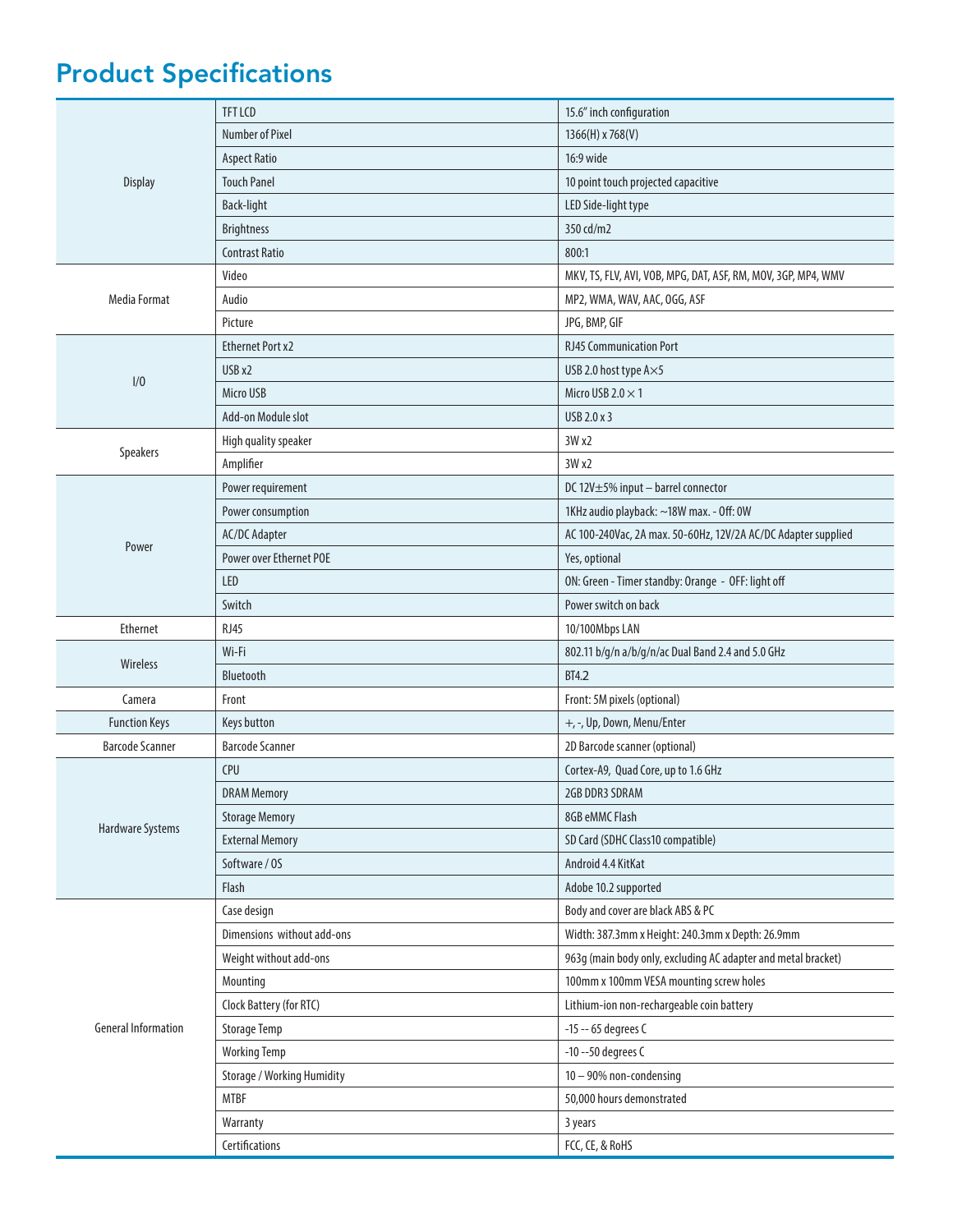# Product Specifications

| | | |
|---|---|---|
| Display | TFT LCD | 15.6" inch configuration |
| | Number of Pixel | 1366(H) x 768(V) |
| | Aspect Ratio | 16:9 wide |
| | Touch Panel | 10 point touch projected capacitive |
| | Back-light | LED Side-light type |
| | Brightness | 350 cd/m2 |
| | Contrast Ratio | 800:1 |
| Media Format | Video | MKV, TS, FLV, AVI, VOB, MPG, DAT, ASF, RM, MOV, 3GP, MP4, WMV |
| | Audio | MP2, WMA, WAV, AAC, OGG, ASF |
| | Picture | JPG, BMP, GIF |
| I/O | Ethernet Port x2 | RJ45 Communication Port |
| | USB x2 | USB 2.0 host type A×5 |
| | Micro USB | Micro USB 2.0 × 1 |
| | Add-on Module slot | USB 2.0 x 3 |
| Speakers | High quality speaker | 3W x2 |
| | Amplifier | 3W x2 |
| Power | Power requirement | DC 12V±5% input – barrel connector |
| | Power consumption | 1KHz audio playback: ~18W max. - Off: 0W |
| | AC/DC Adapter | AC 100-240Vac, 2A max. 50-60Hz, 12V/2A AC/DC Adapter supplied |
| | Power over Ethernet POE | Yes, optional |
| | LED | ON: Green - Timer standby: Orange - OFF: light off |
| | Switch | Power switch on back |
| Ethernet | RJ45 | 10/100Mbps LAN |
| Wireless | Wi-Fi | 802.11 b/g/n a/b/g/n/ac Dual Band 2.4 and 5.0 GHz |
| | Bluetooth | BT4.2 |
| Camera | Front | Front: 5M pixels (optional) |
| Function Keys | Keys button | +, -, Up, Down, Menu/Enter |
| Barcode Scanner | Barcode Scanner | 2D Barcode scanner (optional) |
| Hardware Systems | CPU | Cortex-A9, Quad Core, up to 1.6 GHz |
| | DRAM Memory | 2GB DDR3 SDRAM |
| | Storage Memory | 8GB eMMC Flash |
| | External Memory | SD Card (SDHC Class10 compatible) |
| | Software / OS | Android 4.4 KitKat |
| | Flash | Adobe 10.2 supported |
| General Information | Case design | Body and cover are black ABS & PC |
| | Dimensions without add-ons | Width: 387.3mm x Height: 240.3mm x Depth: 26.9mm |
| | Weight without add-ons | 963g (main body only, excluding AC adapter and metal bracket) |
| | Mounting | 100mm x 100mm VESA mounting screw holes |
| | Clock Battery (for RTC) | Lithium-ion non-rechargeable coin battery |
| | Storage Temp | -15 -- 65 degrees C |
| | Working Temp | -10 --50 degrees C |
| | Storage / Working Humidity | 10 – 90% non-condensing |
| | MTBF | 50,000 hours demonstrated |
| | Warranty | 3 years |
| | Certifications | FCC, CE, & RoHS |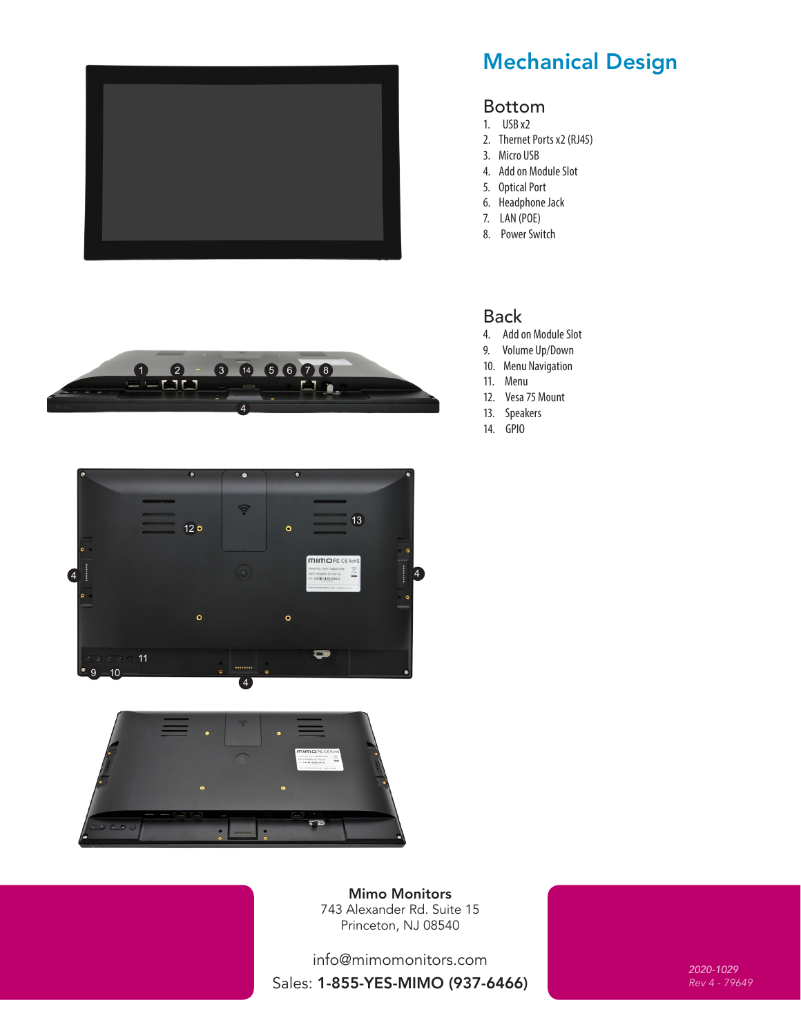## Mechanical Design

### Bottom

1. USB x2
2. Thernet Ports x2 (RJ45)
3. Micro USB
4. Add on Module Slot
5. Optical Port
6. Headphone Jack
7. LAN (POE)
8. Power Switch

### Back

4. Add on Module Slot
9. Volume Up/Down
10. Menu Navigation
11. Menu
12. Vesa 75 Mount
13. Speakers
14. GPIO

**Mimo Monitors**
743 Alexander Rd. Suite 15
Princeton, NJ 08540

info@mimomonitors.com
Sales: **1-855-YES-MIMO (937-6466)**

*2020-1029*
*Rev 4 - 79649*